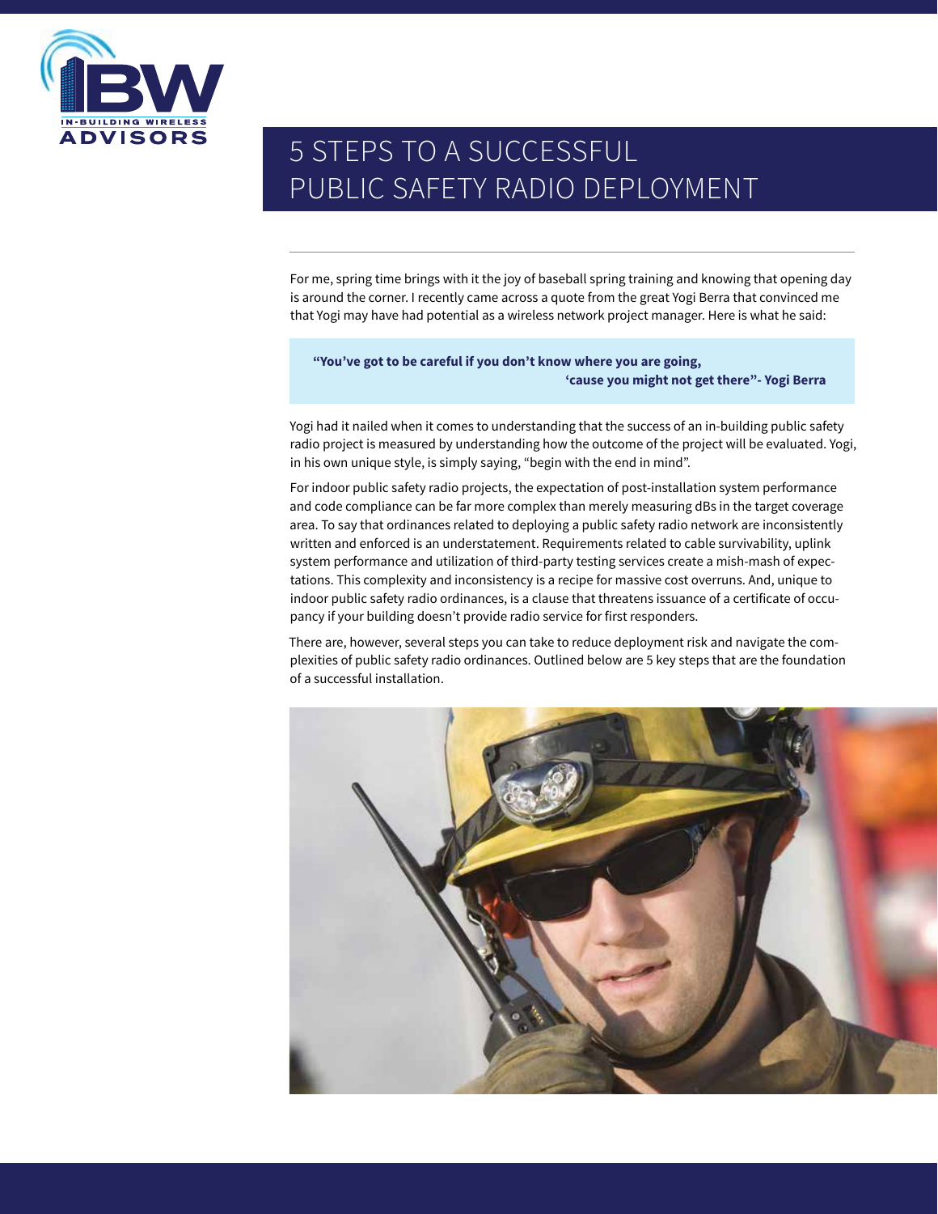# 5 STEPS TO A SUCCESSFUL PUBLIC SAFETY RADIO DEPLOYMENT

For me, spring time brings with it the joy of baseball spring training and knowing that opening day is around the corner. I recently came across a quote from the great Yogi Berra that convinced me that Yogi may have had potential as a wireless network project manager. Here is what he said:

> **"You've got to be careful if you don't know where you are going, 'cause you might not get there"- Yogi Berra**

Yogi had it nailed when it comes to understanding that the success of an in-building public safety radio project is measured by understanding how the outcome of the project will be evaluated. Yogi, in his own unique style, is simply saying, "begin with the end in mind".

For indoor public safety radio projects, the expectation of post-installation system performance and code compliance can be far more complex than merely measuring dBs in the target coverage area. To say that ordinances related to deploying a public safety radio network are inconsistently written and enforced is an understatement. Requirements related to cable survivability, uplink system performance and utilization of third-party testing services create a mish-mash of expectations. This complexity and inconsistency is a recipe for massive cost overruns. And, unique to indoor public safety radio ordinances, is a clause that threatens issuance of a certificate of occupancy if your building doesn't provide radio service for first responders.

There are, however, several steps you can take to reduce deployment risk and navigate the complexities of public safety radio ordinances. Outlined below are 5 key steps that are the foundation of a successful installation.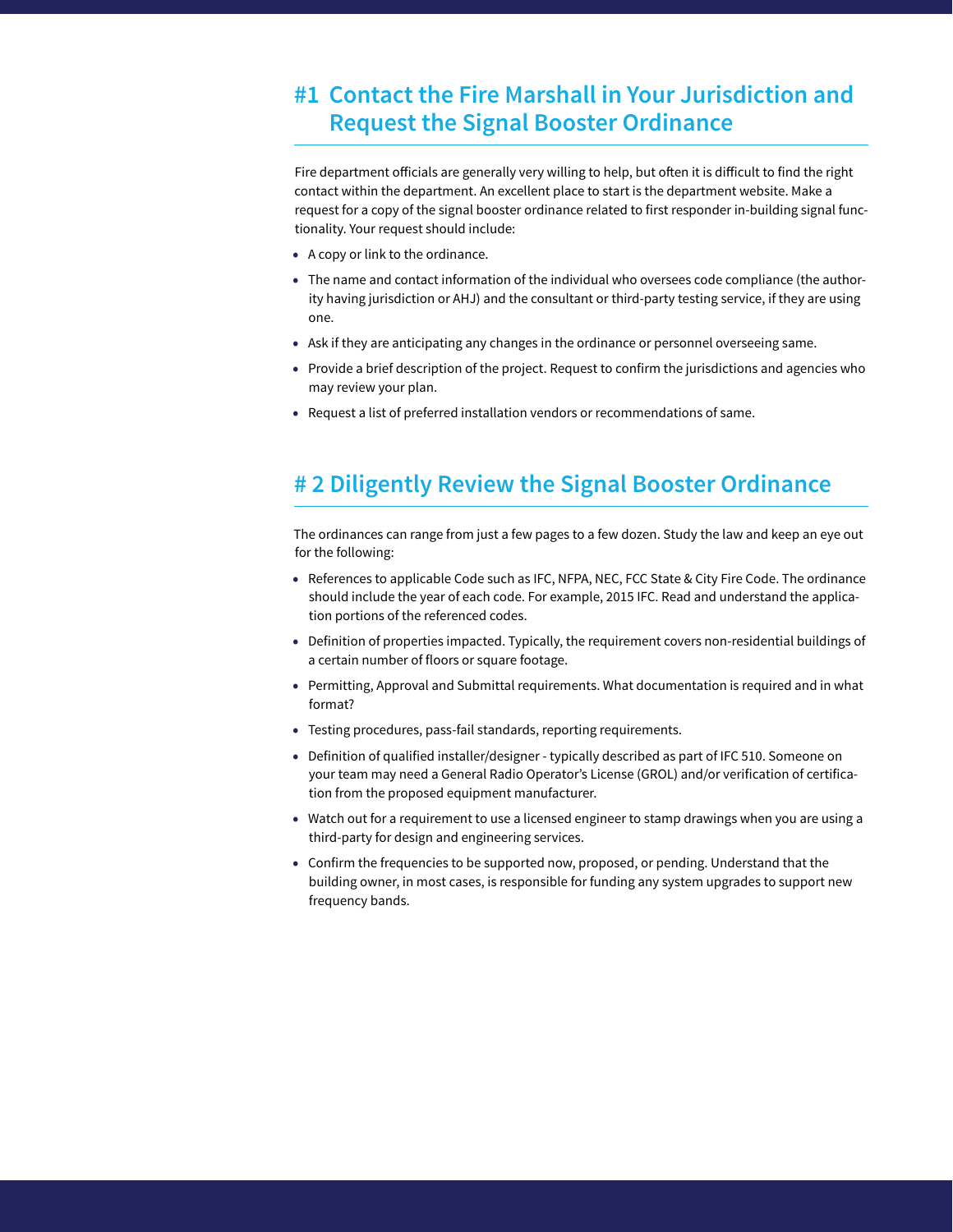## #1 Contact the Fire Marshall in Your Jurisdiction and Request the Signal Booster Ordinance

Fire department officials are generally very willing to help, but often it is difficult to find the right contact within the department. An excellent place to start is the department website. Make a request for a copy of the signal booster ordinance related to first responder in-building signal functionality. Your request should include:

- A copy or link to the ordinance.
- The name and contact information of the individual who oversees code compliance (the authority having jurisdiction or AHJ) and the consultant or third-party testing service, if they are using one.
- Ask if they are anticipating any changes in the ordinance or personnel overseeing same.
- Provide a brief description of the project. Request to confirm the jurisdictions and agencies who may review your plan.
- Request a list of preferred installation vendors or recommendations of same.

## # 2 Diligently Review the Signal Booster Ordinance

The ordinances can range from just a few pages to a few dozen. Study the law and keep an eye out for the following:

- References to applicable Code such as IFC, NFPA, NEC, FCC State & City Fire Code. The ordinance should include the year of each code. For example, 2015 IFC. Read and understand the application portions of the referenced codes.
- Definition of properties impacted. Typically, the requirement covers non-residential buildings of a certain number of floors or square footage.
- Permitting, Approval and Submittal requirements. What documentation is required and in what format?
- Testing procedures, pass-fail standards, reporting requirements.
- Definition of qualified installer/designer - typically described as part of IFC 510. Someone on your team may need a General Radio Operator's License (GROL) and/or verification of certification from the proposed equipment manufacturer.
- Watch out for a requirement to use a licensed engineer to stamp drawings when you are using a third-party for design and engineering services.
- Confirm the frequencies to be supported now, proposed, or pending. Understand that the building owner, in most cases, is responsible for funding any system upgrades to support new frequency bands.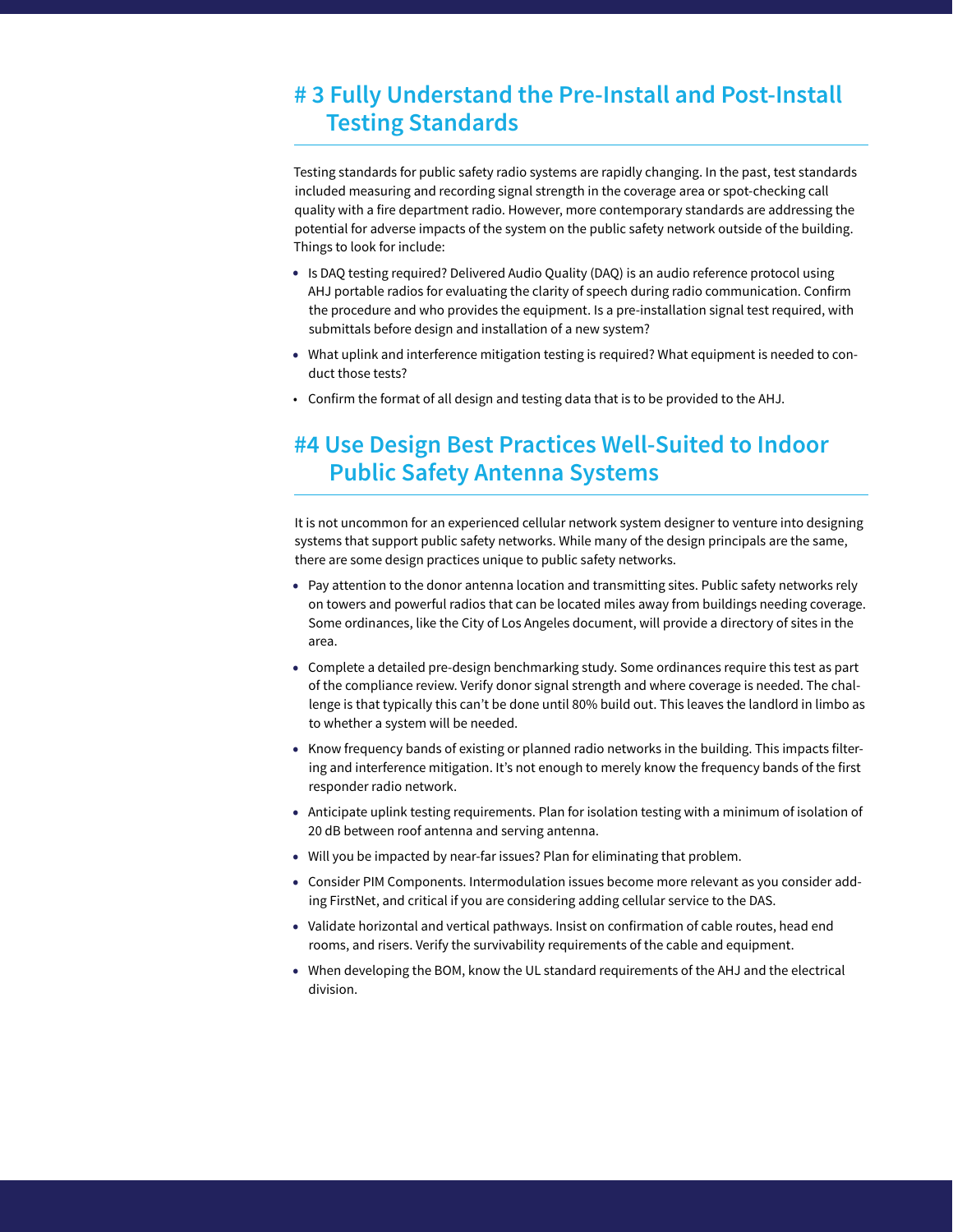## # 3 Fully Understand the Pre-Install and Post-Install Testing Standards

Testing standards for public safety radio systems are rapidly changing. In the past, test standards included measuring and recording signal strength in the coverage area or spot-checking call quality with a fire department radio. However, more contemporary standards are addressing the potential for adverse impacts of the system on the public safety network outside of the building. Things to look for include:

- Is DAQ testing required? Delivered Audio Quality (DAQ) is an audio reference protocol using AHJ portable radios for evaluating the clarity of speech during radio communication. Confirm the procedure and who provides the equipment. Is a pre-installation signal test required, with submittals before design and installation of a new system?
- What uplink and interference mitigation testing is required? What equipment is needed to conduct those tests?
- Confirm the format of all design and testing data that is to be provided to the AHJ.

## #4 Use Design Best Practices Well-Suited to Indoor Public Safety Antenna Systems

It is not uncommon for an experienced cellular network system designer to venture into designing systems that support public safety networks. While many of the design principals are the same, there are some design practices unique to public safety networks.

- Pay attention to the donor antenna location and transmitting sites. Public safety networks rely on towers and powerful radios that can be located miles away from buildings needing coverage. Some ordinances, like the City of Los Angeles document, will provide a directory of sites in the area.
- Complete a detailed pre-design benchmarking study. Some ordinances require this test as part of the compliance review. Verify donor signal strength and where coverage is needed. The challenge is that typically this can't be done until 80% build out. This leaves the landlord in limbo as to whether a system will be needed.
- Know frequency bands of existing or planned radio networks in the building. This impacts filtering and interference mitigation. It's not enough to merely know the frequency bands of the first responder radio network.
- Anticipate uplink testing requirements. Plan for isolation testing with a minimum of isolation of 20 dB between roof antenna and serving antenna.
- Will you be impacted by near-far issues? Plan for eliminating that problem.
- Consider PIM Components. Intermodulation issues become more relevant as you consider adding FirstNet, and critical if you are considering adding cellular service to the DAS.
- Validate horizontal and vertical pathways. Insist on confirmation of cable routes, head end rooms, and risers. Verify the survivability requirements of the cable and equipment.
- When developing the BOM, know the UL standard requirements of the AHJ and the electrical division.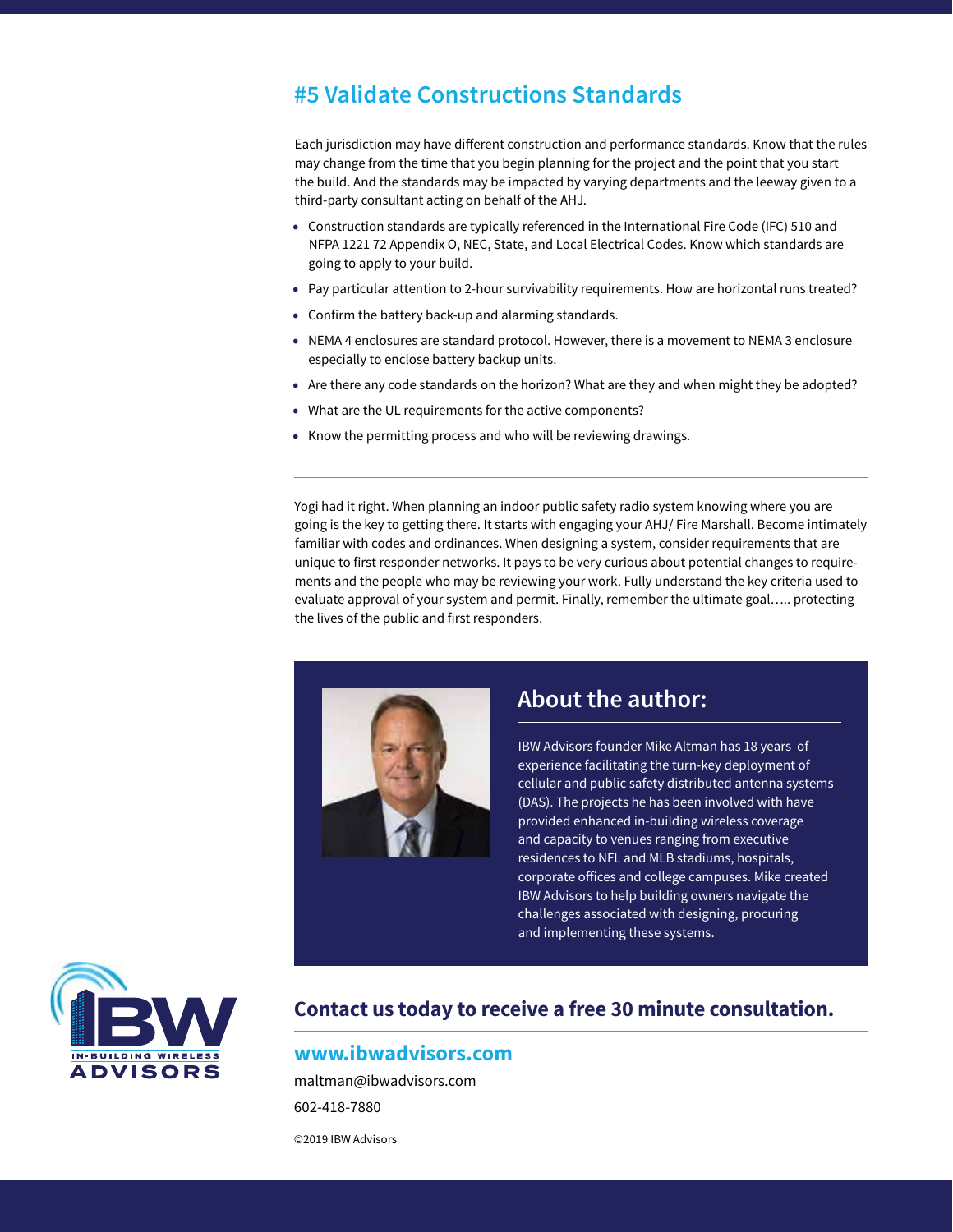## #5 Validate Constructions Standards

Each jurisdiction may have different construction and performance standards. Know that the rules may change from the time that you begin planning for the project and the point that you start the build. And the standards may be impacted by varying departments and the leeway given to a third-party consultant acting on behalf of the AHJ.

- Construction standards are typically referenced in the International Fire Code (IFC) 510 and NFPA 1221 72 Appendix O, NEC, State, and Local Electrical Codes. Know which standards are going to apply to your build.
- Pay particular attention to 2-hour survivability requirements. How are horizontal runs treated?
- Confirm the battery back-up and alarming standards.
- NEMA 4 enclosures are standard protocol. However, there is a movement to NEMA 3 enclosure especially to enclose battery backup units.
- Are there any code standards on the horizon? What are they and when might they be adopted?
- What are the UL requirements for the active components?
- Know the permitting process and who will be reviewing drawings.

---

Yogi had it right. When planning an indoor public safety radio system knowing where you are going is the key to getting there. It starts with engaging your AHJ/ Fire Marshall. Become intimately familiar with codes and ordinances. When designing a system, consider requirements that are unique to first responder networks. It pays to be very curious about potential changes to requirements and the people who may be reviewing your work. Fully understand the key criteria used to evaluate approval of your system and permit. Finally, remember the ultimate goal….. protecting the lives of the public and first responders.

## About the author:

IBW Advisors founder Mike Altman has 18 years of experience facilitating the turn-key deployment of cellular and public safety distributed antenna systems (DAS). The projects he has been involved with have provided enhanced in-building wireless coverage and capacity to venues ranging from executive residences to NFL and MLB stadiums, hospitals, corporate offices and college campuses. Mike created IBW Advisors to help building owners navigate the challenges associated with designing, procuring and implementing these systems.

IBW IN-BUILDING WIRELESS ADVISORS

### Contact us today to receive a free 30 minute consultation.

**www.ibwadvisors.com**

maltman@ibwadvisors.com

602-418-7880

©2019 IBW Advisors